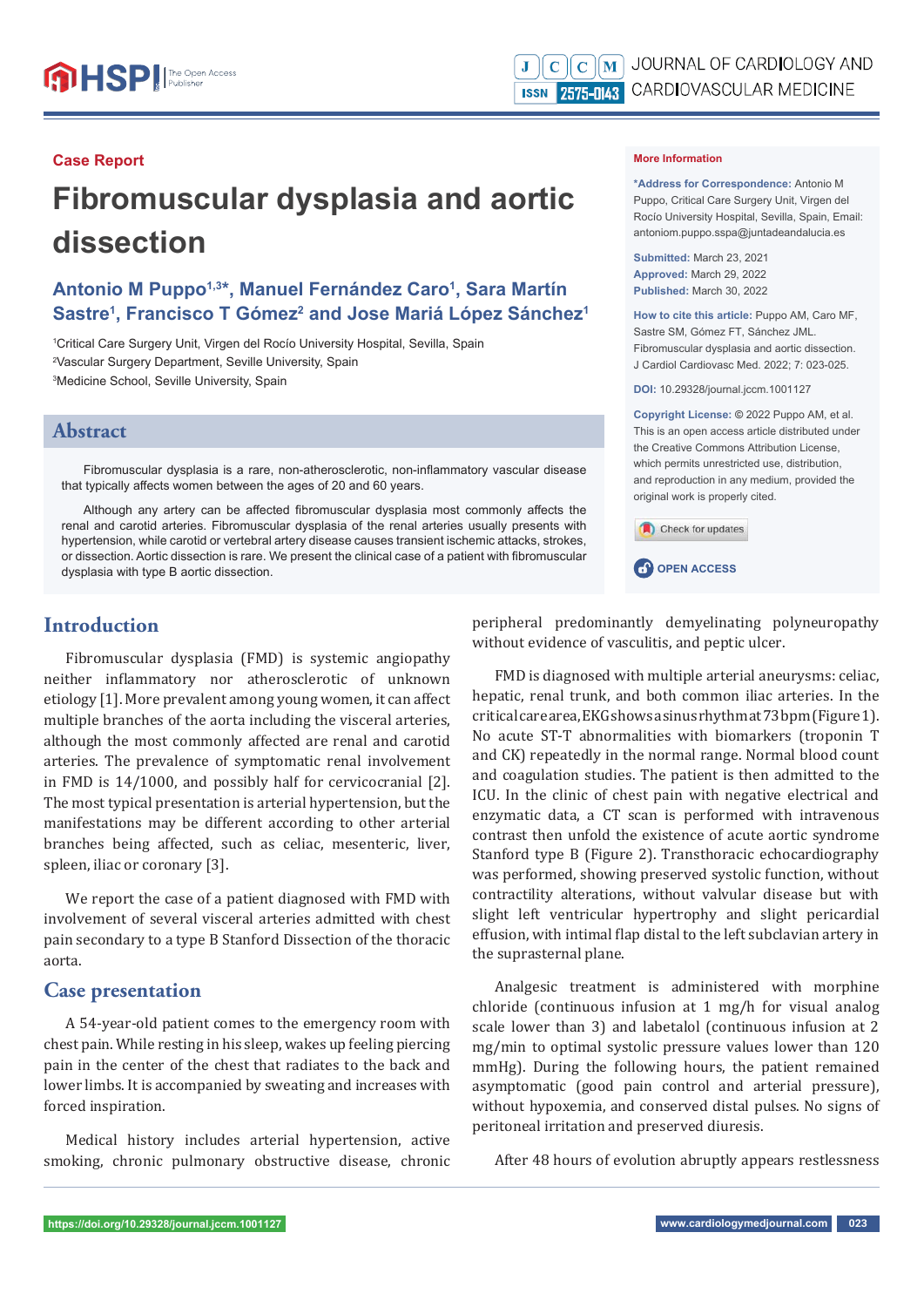Case Report

# Fibromuscular dysplasia and aortic dissection

**Antonio M Puppo[1,3]*, Manuel Fernández Caro[1], Sara Martín Sastre[1], Francisco T Gómez[2] and Jose Mariá López Sánchez[1]**

[1]Critical Care Surgery Unit, Virgen del Rocío University Hospital, Sevilla, Spain
[2]Vascular Surgery Department, Seville University, Spain
[3]Medicine School, Seville University, Spain

**More Information**

**\*Address for Correspondence:** Antonio M Puppo, Critical Care Surgery Unit, Virgen del Rocío University Hospital, Sevilla, Spain, Email: antoniom.puppo.sspa@juntadeandalucia.es

**Submitted:** March 23, 2021
**Approved:** March 29, 2022
**Published:** March 30, 2022

**How to cite this article:** Puppo AM, Caro MF, Sastre SM, Gómez FT, Sánchez JML. Fibromuscular dysplasia and aortic dissection. J Cardiol Cardiovasc Med. 2022; 7: 023-025.

**DOI:** 10.29328/journal.jccm.1001127

**Copyright License:** © 2022 Puppo AM, et al. This is an open access article distributed under the Creative Commons Attribution License, which permits unrestricted use, distribution, and reproduction in any medium, provided the original work is properly cited.

OPEN ACCESS

## Abstract

Fibromuscular dysplasia is a rare, non-atherosclerotic, non-inflammatory vascular disease that typically affects women between the ages of 20 and 60 years.

Although any artery can be affected fibromuscular dysplasia most commonly affects the renal and carotid arteries. Fibromuscular dysplasia of the renal arteries usually presents with hypertension, while carotid or vertebral artery disease causes transient ischemic attacks, strokes, or dissection. Aortic dissection is rare. We present the clinical case of a patient with fibromuscular dysplasia with type B aortic dissection.

## Introduction

Fibromuscular dysplasia (FMD) is systemic angiopathy neither inflammatory nor atherosclerotic of unknown etiology [1]. More prevalent among young women, it can affect multiple branches of the aorta including the visceral arteries, although the most commonly affected are renal and carotid arteries. The prevalence of symptomatic renal involvement in FMD is 14/1000, and possibly half for cervicocranial [2]. The most typical presentation is arterial hypertension, but the manifestations may be different according to other arterial branches being affected, such as celiac, mesenteric, liver, spleen, iliac or coronary [3].

We report the case of a patient diagnosed with FMD with involvement of several visceral arteries admitted with chest pain secondary to a type B Stanford Dissection of the thoracic aorta.

## Case presentation

A 54-year-old patient comes to the emergency room with chest pain. While resting in his sleep, wakes up feeling piercing pain in the center of the chest that radiates to the back and lower limbs. It is accompanied by sweating and increases with forced inspiration.

Medical history includes arterial hypertension, active smoking, chronic pulmonary obstructive disease, chronic peripheral predominantly demyelinating polyneuropathy without evidence of vasculitis, and peptic ulcer.

FMD is diagnosed with multiple arterial aneurysms: celiac, hepatic, renal trunk, and both common iliac arteries. In the critical care area, EKG shows a sinus rhythm at 73 bpm (Figure 1). No acute ST-T abnormalities with biomarkers (troponin T and CK) repeatedly in the normal range. Normal blood count and coagulation studies. The patient is then admitted to the ICU. In the clinic of chest pain with negative electrical and enzymatic data, a CT scan is performed with intravenous contrast than then unfold the existence of acute aortic syndrome Stanford type B (Figure 2). Transthoracic echocardiography was performed, showing preserved systolic function, without contractility alterations, without valvular disease but with slight left ventricular hypertrophy and slight pericardial effusion, with intimal flap distal to the left subclavian artery in the suprasternal plane.

Analgesic treatment is administered with morphine chloride (continuous infusion at 1 mg/h for visual analog scale lower than 3) and labetalol (continuous infusion at 2 mg/min to optimal systolic pressure values lower than 120 mmHg). During the following hours, the patient remained asymptomatic (good pain control and arterial pressure), without hypoxemia, and conserved distal pulses. No signs of peritoneal irritation and preserved diuresis.

After 48 hours of evolution abruptly appears restlessness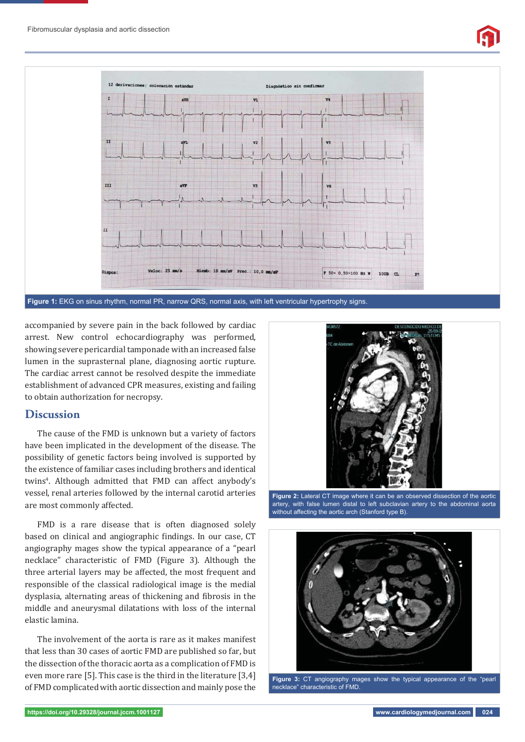Figure 1: EKG on sinus rhythm, normal PR, narrow QRS, normal axis, with left ventricular hypertrophy signs.

accompanied by severe pain in the back followed by cardiac arrest. New control echocardiography was performed, showing severe pericardial tamponade with an increased false lumen in the suprasternal plane, diagnosing aortic rupture. The cardiac arrest cannot be resolved despite the immediate establishment of advanced CPR measures, existing and failing to obtain authorization for necropsy.

## Discussion

The cause of the FMD is unknown but a variety of factors have been implicated in the development of the disease. The possibility of genetic factors being involved is supported by the existence of familiar cases including brothers and identical twins[4]. Although admitted that FMD can affect anybody's vessel, renal arteries followed by the internal carotid arteries are most commonly affected.

FMD is a rare disease that is often diagnosed solely based on clinical and angiographic findings. In our case, CT angiography mages show the typical appearance of a "pearl necklace" characteristic of FMD (Figure 3). Although the three arterial layers may be affected, the most frequent and responsible of the classical radiological image is the medial dysplasia, alternating areas of thickening and fibrosis in the middle and aneurysmal dilatations with loss of the internal elastic lamina.

The involvement of the aorta is rare as it makes manifest that less than 30 cases of aortic FMD are published so far, but the dissection of the thoracic aorta as a complication of FMD is even more rare [5]. This case is the third in the literature [3,4] of FMD complicated with aortic dissection and mainly pose the

Figure 2: Lateral CT image where it can be an observed dissection of the aortic artery, with false lumen distal to left subclavian artery to the abdominal aorta without affecting the aortic arch (Stanford type B).

Figure 3: CT angiography mages show the typical appearance of the "pearl necklace" characteristic of FMD.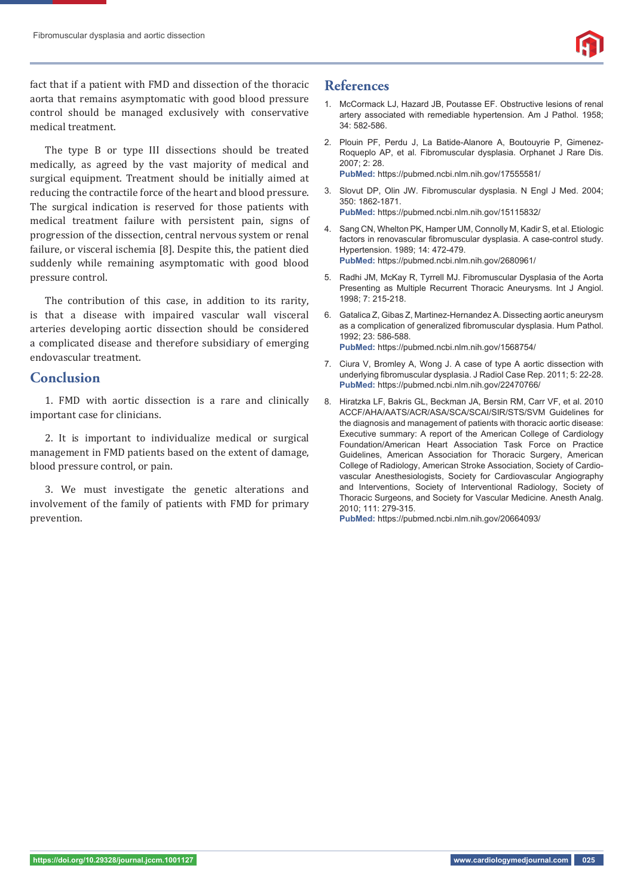fact that if a patient with FMD and dissection of the thoracic aorta that remains asymptomatic with good blood pressure control should be managed exclusively with conservative medical treatment.

The type B or type III dissections should be treated medically, as agreed by the vast majority of medical and surgical equipment. Treatment should be initially aimed at reducing the contractile force of the heart and blood pressure. The surgical indication is reserved for those patients with medical treatment failure with persistent pain, signs of progression of the dissection, central nervous system or renal failure, or visceral ischemia [8]. Despite this, the patient died suddenly while remaining asymptomatic with good blood pressure control.

The contribution of this case, in addition to its rarity, is that a disease with impaired vascular wall visceral arteries developing aortic dissection should be considered a complicated disease and therefore subsidiary of emerging endovascular treatment.

## Conclusion

1. FMD with aortic dissection is a rare and clinically important case for clinicians.

2. It is important to individualize medical or surgical management in FMD patients based on the extent of damage, blood pressure control, or pain.

3. We must investigate the genetic alterations and involvement of the family of patients with FMD for primary prevention.

## References

1. McCormack LJ, Hazard JB, Poutasse EF. Obstructive lesions of renal artery associated with remediable hypertension. Am J Pathol. 1958; 34: 582-586.
2. Plouin PF, Perdu J, La Batide-Alanore A, Boutouyrie P, Gimenez-Roqueplo AP, et al. Fibromuscular dysplasia. Orphanet J Rare Dis. 2007; 2: 28.
   **PubMed:** https://pubmed.ncbi.nlm.nih.gov/17555581/
3. Slovut DP, Olin JW. Fibromuscular dysplasia. N Engl J Med. 2004; 350: 1862-1871.
   **PubMed:** https://pubmed.ncbi.nlm.nih.gov/15115832/
4. Sang CN, Whelton PK, Hamper UM, Connolly M, Kadir S, et al. Etiologic factors in renovascular fibromuscular dysplasia. A case-control study. Hypertension. 1989; 14: 472-479.
   **PubMed:** https://pubmed.ncbi.nlm.nih.gov/2680961/
5. Radhi JM, McKay R, Tyrrell MJ. Fibromuscular Dysplasia of the Aorta Presenting as Multiple Recurrent Thoracic Aneurysms. Int J Angiol. 1998; 7: 215-218.
6. Gatalica Z, Gibas Z, Martinez-Hernandez A. Dissecting aortic aneurysm as a complication of generalized fibromuscular dysplasia. Hum Pathol. 1992; 23: 586-588.
   **PubMed:** https://pubmed.ncbi.nlm.nih.gov/1568754/
7. Ciura V, Bromley A, Wong J. A case of type A aortic dissection with underlying fibromuscular dysplasia. J Radiol Case Rep. 2011; 5: 22-28.
   **PubMed:** https://pubmed.ncbi.nlm.nih.gov/22470766/
8. Hiratzka LF, Bakris GL, Beckman JA, Bersin RM, Carr VF, et al. 2010 ACCF/AHA/AATS/ACR/ASA/SCA/SCAI/SIR/STS/SVM Guidelines for the diagnosis and management of patients with thoracic aortic disease: Executive summary: A report of the American College of Cardiology Foundation/American Heart Association Task Force on Practice Guidelines, American Association for Thoracic Surgery, American College of Radiology, American Stroke Association, Society of Cardiovascular Anesthesiologists, Society for Cardiovascular Angiography and Interventions, Society of Interventional Radiology, Society of Thoracic Surgeons, and Society for Vascular Medicine. Anesth Analg. 2010; 111: 279-315.
   **PubMed:** https://pubmed.ncbi.nlm.nih.gov/20664093/